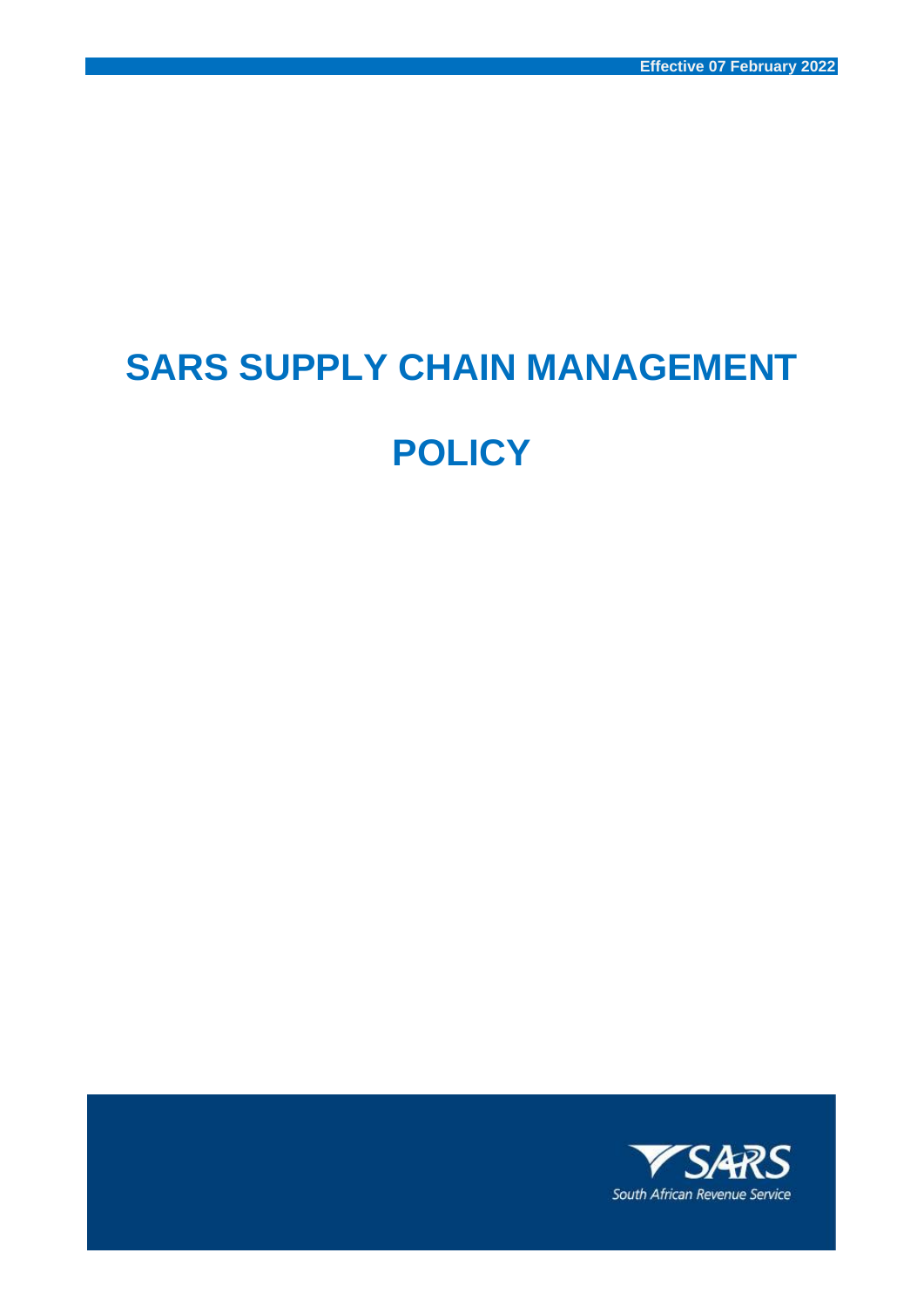Effective 07 February 2022

# SARS SUPPLY CHAIN MANAGEMENT POLICY

South African Revenue Service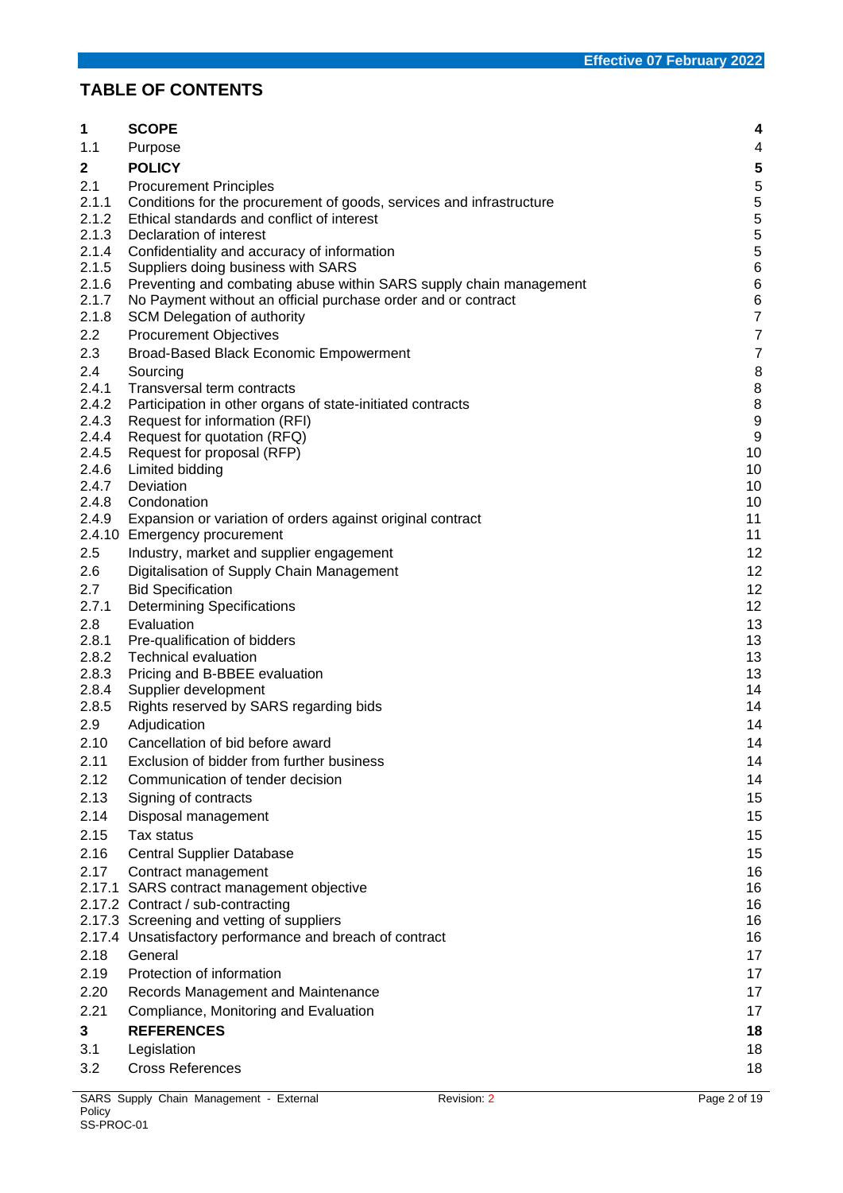# TABLE OF CONTENTS

| | | |
|---|---|---|
| **1** | **SCOPE** | **4** |
| 1.1 | Purpose | 4 |
| **2** | **POLICY** | **5** |
| 2.1 | Procurement Principles | 5 |
| 2.1.1 | Conditions for the procurement of goods, services and infrastructure | 5 |
| 2.1.2 | Ethical standards and conflict of interest | 5 |
| 2.1.3 | Declaration of interest | 5 |
| 2.1.4 | Confidentiality and accuracy of information | 5 |
| 2.1.5 | Suppliers doing business with SARS | 6 |
| 2.1.6 | Preventing and combating abuse within SARS supply chain management | 6 |
| 2.1.7 | No Payment without an official purchase order and or contract | 6 |
| 2.1.8 | SCM Delegation of authority | 7 |
| 2.2 | Procurement Objectives | 7 |
| 2.3 | Broad-Based Black Economic Empowerment | 7 |
| 2.4 | Sourcing | 8 |
| 2.4.1 | Transversal term contracts | 8 |
| 2.4.2 | Participation in other organs of state-initiated contracts | 8 |
| 2.4.3 | Request for information (RFI) | 9 |
| 2.4.4 | Request for quotation (RFQ) | 9 |
| 2.4.5 | Request for proposal (RFP) | 10 |
| 2.4.6 | Limited bidding | 10 |
| 2.4.7 | Deviation | 10 |
| 2.4.8 | Condonation | 10 |
| 2.4.9 | Expansion or variation of orders against original contract | 11 |
| 2.4.10 | Emergency procurement | 11 |
| 2.5 | Industry, market and supplier engagement | 12 |
| 2.6 | Digitalisation of Supply Chain Management | 12 |
| 2.7 | Bid Specification | 12 |
| 2.7.1 | Determining Specifications | 12 |
| 2.8 | Evaluation | 13 |
| 2.8.1 | Pre-qualification of bidders | 13 |
| 2.8.2 | Technical evaluation | 13 |
| 2.8.3 | Pricing and B-BBEE evaluation | 13 |
| 2.8.4 | Supplier development | 14 |
| 2.8.5 | Rights reserved by SARS regarding bids | 14 |
| 2.9 | Adjudication | 14 |
| 2.10 | Cancellation of bid before award | 14 |
| 2.11 | Exclusion of bidder from further business | 14 |
| 2.12 | Communication of tender decision | 14 |
| 2.13 | Signing of contracts | 15 |
| 2.14 | Disposal management | 15 |
| 2.15 | Tax status | 15 |
| 2.16 | Central Supplier Database | 15 |
| 2.17 | Contract management | 16 |
| 2.17.1 | SARS contract management objective | 16 |
| 2.17.2 | Contract / sub-contracting | 16 |
| 2.17.3 | Screening and vetting of suppliers | 16 |
| 2.17.4 | Unsatisfactory performance and breach of contract | 16 |
| 2.18 | General | 17 |
| 2.19 | Protection of information | 17 |
| 2.20 | Records Management and Maintenance | 17 |
| 2.21 | Compliance, Monitoring and Evaluation | 17 |
| **3** | **REFERENCES** | **18** |
| 3.1 | Legislation | 18 |
| 3.2 | Cross References | 18 |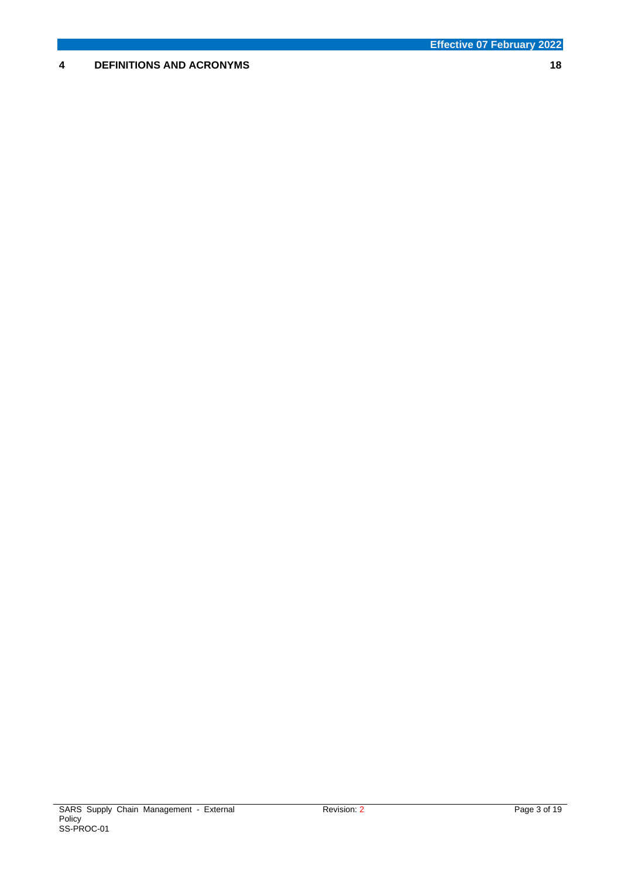| | | |
|---|---|---|
| **4** | **DEFINITIONS AND ACRONYMS** | **18** |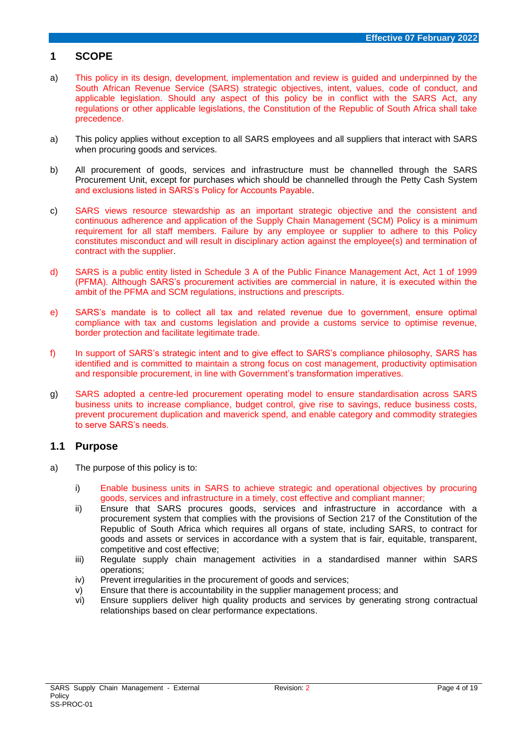## 1 SCOPE

a) This policy in its design, development, implementation and review is guided and underpinned by the South African Revenue Service (SARS) strategic objectives, intent, values, code of conduct, and applicable legislation. Should any aspect of this policy be in conflict with the SARS Act, any regulations or other applicable legislations, the Constitution of the Republic of South Africa shall take precedence.

a) This policy applies without exception to all SARS employees and all suppliers that interact with SARS when procuring goods and services.

b) All procurement of goods, services and infrastructure must be channelled through the SARS Procurement Unit, except for purchases which should be channelled through the Petty Cash System and exclusions listed in SARS's Policy for Accounts Payable.

c) SARS views resource stewardship as an important strategic objective and the consistent and continuous adherence and application of the Supply Chain Management (SCM) Policy is a minimum requirement for all staff members. Failure by any employee or supplier to adhere to this Policy constitutes misconduct and will result in disciplinary action against the employee(s) and termination of contract with the supplier.

d) SARS is a public entity listed in Schedule 3 A of the Public Finance Management Act, Act 1 of 1999 (PFMA). Although SARS's procurement activities are commercial in nature, it is executed within the ambit of the PFMA and SCM regulations, instructions and prescripts.

e) SARS's mandate is to collect all tax and related revenue due to government, ensure optimal compliance with tax and customs legislation and provide a customs service to optimise revenue, border protection and facilitate legitimate trade.

f) In support of SARS's strategic intent and to give effect to SARS's compliance philosophy, SARS has identified and is committed to maintain a strong focus on cost management, productivity optimisation and responsible procurement, in line with Government's transformation imperatives.

g) SARS adopted a centre-led procurement operating model to ensure standardisation across SARS business units to increase compliance, budget control, give rise to savings, reduce business costs, prevent procurement duplication and maverick spend, and enable category and commodity strategies to serve SARS's needs.

### 1.1 Purpose

a) The purpose of this policy is to:

   i) Enable business units in SARS to achieve strategic and operational objectives by procuring goods, services and infrastructure in a timely, cost effective and compliant manner;
   ii) Ensure that SARS procures goods, services and infrastructure in accordance with a procurement system that complies with the provisions of Section 217 of the Constitution of the Republic of South Africa which requires all organs of state, including SARS, to contract for goods and assets or services in accordance with a system that is fair, equitable, transparent, competitive and cost effective;
   iii) Regulate supply chain management activities in a standardised manner within SARS operations;
   iv) Prevent irregularities in the procurement of goods and services;
   v) Ensure that there is accountability in the supplier management process; and
   vi) Ensure suppliers deliver high quality products and services by generating strong contractual relationships based on clear performance expectations.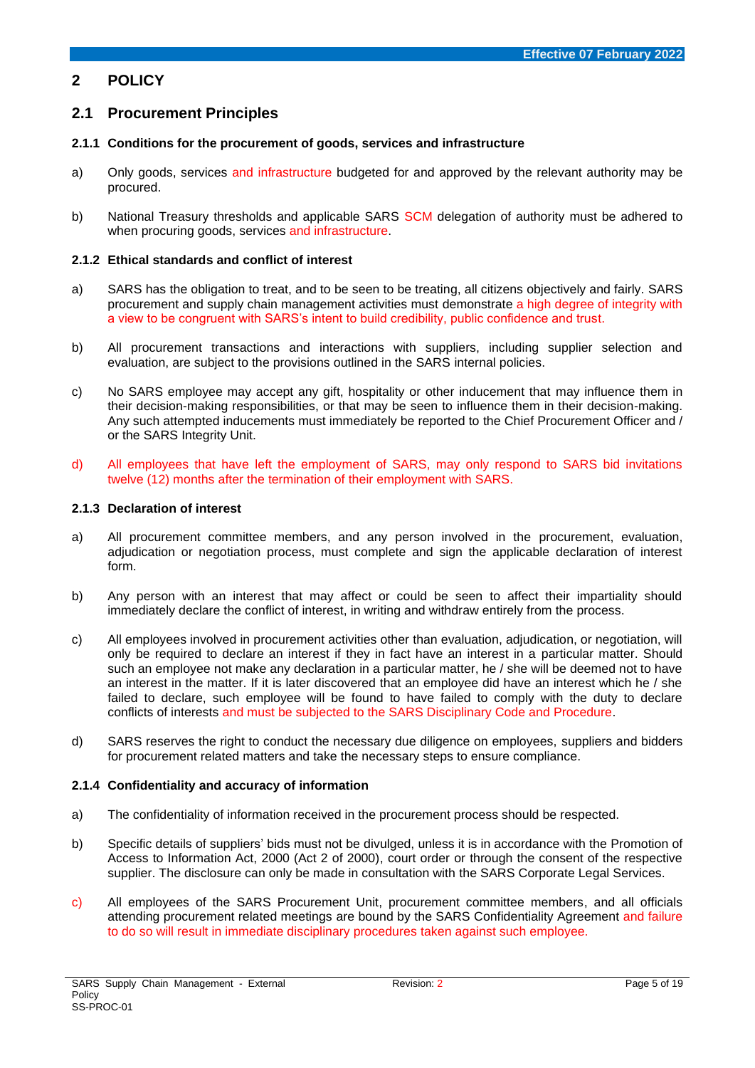## 2 POLICY

### 2.1 Procurement Principles

#### 2.1.1 Conditions for the procurement of goods, services and infrastructure

a) Only goods, services and infrastructure budgeted for and approved by the relevant authority may be procured.

b) National Treasury thresholds and applicable SARS SCM delegation of authority must be adhered to when procuring goods, services and infrastructure.

#### 2.1.2 Ethical standards and conflict of interest

a) SARS has the obligation to treat, and to be seen to be treating, all citizens objectively and fairly. SARS procurement and supply chain management activities must demonstrate a high degree of integrity with a view to be congruent with SARS's intent to build credibility, public confidence and trust.

b) All procurement transactions and interactions with suppliers, including supplier selection and evaluation, are subject to the provisions outlined in the SARS internal policies.

c) No SARS employee may accept any gift, hospitality or other inducement that may influence them in their decision-making responsibilities, or that may be seen to influence them in their decision-making. Any such attempted inducements must immediately be reported to the Chief Procurement Officer and / or the SARS Integrity Unit.

d) All employees that have left the employment of SARS, may only respond to SARS bid invitations twelve (12) months after the termination of their employment with SARS.

#### 2.1.3 Declaration of interest

a) All procurement committee members, and any person involved in the procurement, evaluation, adjudication or negotiation process, must complete and sign the applicable declaration of interest form.

b) Any person with an interest that may affect or could be seen to affect their impartiality should immediately declare the conflict of interest, in writing and withdraw entirely from the process.

c) All employees involved in procurement activities other than evaluation, adjudication, or negotiation, will only be required to declare an interest if they in fact have an interest in a particular matter. Should such an employee not make any declaration in a particular matter, he / she will be deemed not to have an interest in the matter. If it is later discovered that an employee did have an interest which he / she failed to declare, such employee will be found to have failed to comply with the duty to declare conflicts of interests and must be subjected to the SARS Disciplinary Code and Procedure.

d) SARS reserves the right to conduct the necessary due diligence on employees, suppliers and bidders for procurement related matters and take the necessary steps to ensure compliance.

#### 2.1.4 Confidentiality and accuracy of information

a) The confidentiality of information received in the procurement process should be respected.

b) Specific details of suppliers' bids must not be divulged, unless it is in accordance with the Promotion of Access to Information Act, 2000 (Act 2 of 2000), court order or through the consent of the respective supplier. The disclosure can only be made in consultation with the SARS Corporate Legal Services.

c) All employees of the SARS Procurement Unit, procurement committee members, and all officials attending procurement related meetings are bound by the SARS Confidentiality Agreement and failure to do so will result in immediate disciplinary procedures taken against such employee.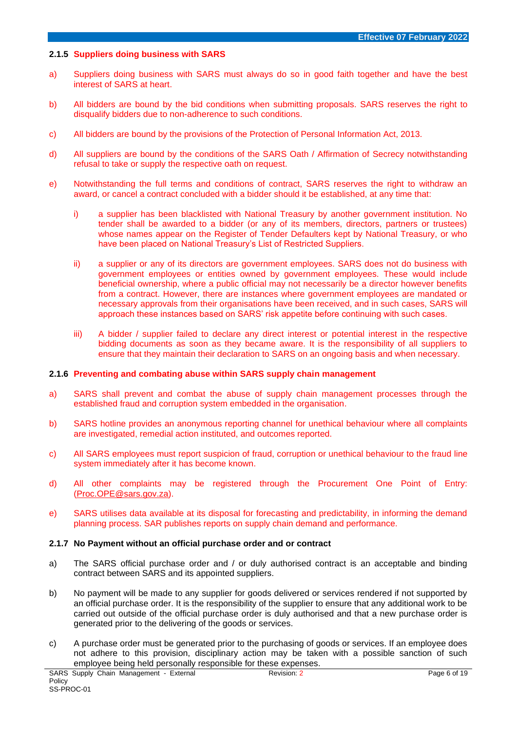### 2.1.5 Suppliers doing business with SARS

a) Suppliers doing business with SARS must always do so in good faith together and have the best interest of SARS at heart.

b) All bidders are bound by the bid conditions when submitting proposals. SARS reserves the right to disqualify bidders due to non-adherence to such conditions.

c) All bidders are bound by the provisions of the Protection of Personal Information Act, 2013.

d) All suppliers are bound by the conditions of the SARS Oath / Affirmation of Secrecy notwithstanding refusal to take or supply the respective oath on request.

e) Notwithstanding the full terms and conditions of contract, SARS reserves the right to withdraw an award, or cancel a contract concluded with a bidder should it be established, at any time that:

   i) a supplier has been blacklisted with National Treasury by another government institution. No tender shall be awarded to a bidder (or any of its members, directors, partners or trustees) whose names appear on the Register of Tender Defaulters kept by National Treasury, or who have been placed on National Treasury's List of Restricted Suppliers.

   ii) a supplier or any of its directors are government employees. SARS does not do business with government employees or entities owned by government employees. These would include beneficial ownership, where a public official may not necessarily be a director however benefits from a contract. However, there are instances where government employees are mandated or necessary approvals from their organisations have been received, and in such cases, SARS will approach these instances based on SARS' risk appetite before continuing with such cases.

   iii) A bidder / supplier failed to declare any direct interest or potential interest in the respective bidding documents as soon as they became aware. It is the responsibility of all suppliers to ensure that they maintain their declaration to SARS on an ongoing basis and when necessary.

### 2.1.6 Preventing and combating abuse within SARS supply chain management

a) SARS shall prevent and combat the abuse of supply chain management processes through the established fraud and corruption system embedded in the organisation.

b) SARS hotline provides an anonymous reporting channel for unethical behaviour where all complaints are investigated, remedial action instituted, and outcomes reported.

c) All SARS employees must report suspicion of fraud, corruption or unethical behaviour to the fraud line system immediately after it has become known.

d) All other complaints may be registered through the Procurement One Point of Entry: (Proc.OPE@sars.gov.za).

e) SARS utilises data available at its disposal for forecasting and predictability, in informing the demand planning process. SAR publishes reports on supply chain demand and performance.

### 2.1.7 No Payment without an official purchase order and or contract

a) The SARS official purchase order and / or duly authorised contract is an acceptable and binding contract between SARS and its appointed suppliers.

b) No payment will be made to any supplier for goods delivered or services rendered if not supported by an official purchase order. It is the responsibility of the supplier to ensure that any additional work to be carried out outside of the official purchase order is duly authorised and that a new purchase order is generated prior to the delivering of the goods or services.

c) A purchase order must be generated prior to the purchasing of goods or services. If an employee does not adhere to this provision, disciplinary action may be taken with a possible sanction of such employee being held personally responsible for these expenses.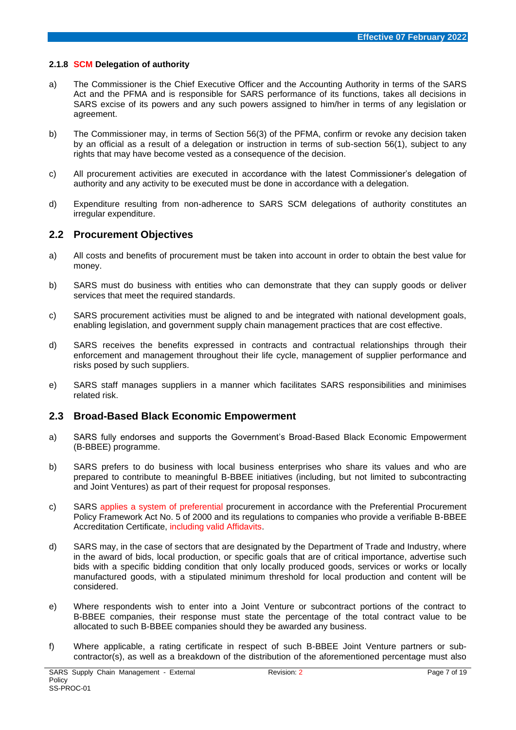#### 2.1.8 SCM Delegation of authority

a) The Commissioner is the Chief Executive Officer and the Accounting Authority in terms of the SARS Act and the PFMA and is responsible for SARS performance of its functions, takes all decisions in SARS excise of its powers and any such powers assigned to him/her in terms of any legislation or agreement.

b) The Commissioner may, in terms of Section 56(3) of the PFMA, confirm or revoke any decision taken by an official as a result of a delegation or instruction in terms of sub-section 56(1), subject to any rights that may have become vested as a consequence of the decision.

c) All procurement activities are executed in accordance with the latest Commissioner's delegation of authority and any activity to be executed must be done in accordance with a delegation.

d) Expenditure resulting from non-adherence to SARS SCM delegations of authority constitutes an irregular expenditure.

## 2.2 Procurement Objectives

a) All costs and benefits of procurement must be taken into account in order to obtain the best value for money.

b) SARS must do business with entities who can demonstrate that they can supply goods or deliver services that meet the required standards.

c) SARS procurement activities must be aligned to and be integrated with national development goals, enabling legislation, and government supply chain management practices that are cost effective.

d) SARS receives the benefits expressed in contracts and contractual relationships through their enforcement and management throughout their life cycle, management of supplier performance and risks posed by such suppliers.

e) SARS staff manages suppliers in a manner which facilitates SARS responsibilities and minimises related risk.

## 2.3 Broad-Based Black Economic Empowerment

a) SARS fully endorses and supports the Government's Broad-Based Black Economic Empowerment (B-BBEE) programme.

b) SARS prefers to do business with local business enterprises who share its values and who are prepared to contribute to meaningful B-BBEE initiatives (including, but not limited to subcontracting and Joint Ventures) as part of their request for proposal responses.

c) SARS applies a system of preferential procurement in accordance with the Preferential Procurement Policy Framework Act No. 5 of 2000 and its regulations to companies who provide a verifiable B-BBEE Accreditation Certificate, including valid Affidavits.

d) SARS may, in the case of sectors that are designated by the Department of Trade and Industry, where in the award of bids, local production, or specific goals that are of critical importance, advertise such bids with a specific bidding condition that only locally produced goods, services or works or locally manufactured goods, with a stipulated minimum threshold for local production and content will be considered.

e) Where respondents wish to enter into a Joint Venture or subcontract portions of the contract to B-BBEE companies, their response must state the percentage of the total contract value to be allocated to such B-BBEE companies should they be awarded any business.

f) Where applicable, a rating certificate in respect of such B-BBEE Joint Venture partners or sub-contractor(s), as well as a breakdown of the distribution of the aforementioned percentage must also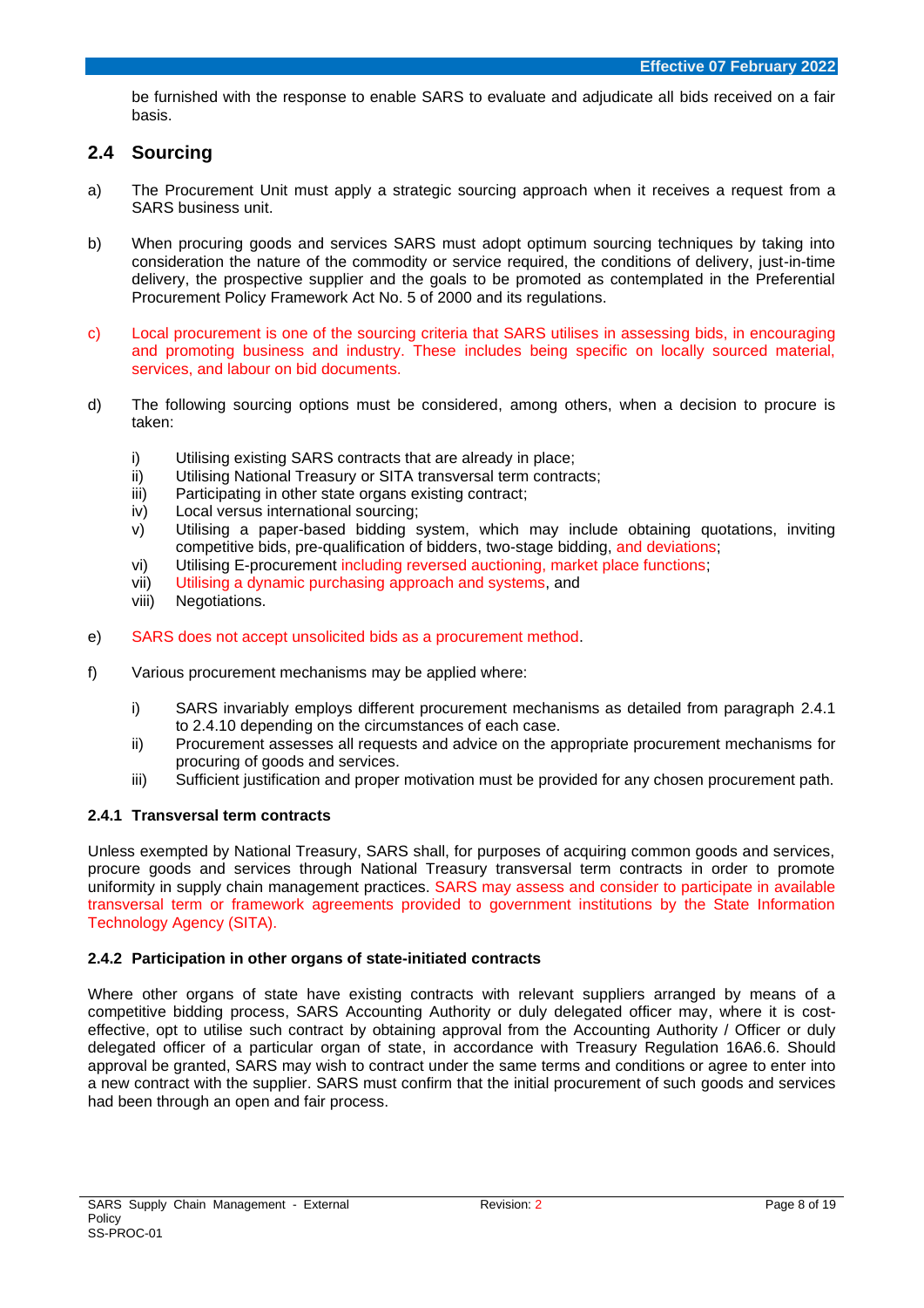be furnished with the response to enable SARS to evaluate and adjudicate all bids received on a fair basis.

## 2.4 Sourcing

a) The Procurement Unit must apply a strategic sourcing approach when it receives a request from a SARS business unit.

b) When procuring goods and services SARS must adopt optimum sourcing techniques by taking into consideration the nature of the commodity or service required, the conditions of delivery, just-in-time delivery, the prospective supplier and the goals to be promoted as contemplated in the Preferential Procurement Policy Framework Act No. 5 of 2000 and its regulations.

c) Local procurement is one of the sourcing criteria that SARS utilises in assessing bids, in encouraging and promoting business and industry. These includes being specific on locally sourced material, services, and labour on bid documents.

d) The following sourcing options must be considered, among others, when a decision to procure is taken:

   i) Utilising existing SARS contracts that are already in place;
   ii) Utilising National Treasury or SITA transversal term contracts;
   iii) Participating in other state organs existing contract;
   iv) Local versus international sourcing;
   v) Utilising a paper-based bidding system, which may include obtaining quotations, inviting competitive bids, pre-qualification of bidders, two-stage bidding, and deviations;
   vi) Utilising E-procurement including reversed auctioning, market place functions;
   vii) Utilising a dynamic purchasing approach and systems, and
   viii) Negotiations.

e) SARS does not accept unsolicited bids as a procurement method.

f) Various procurement mechanisms may be applied where:

   i) SARS invariably employs different procurement mechanisms as detailed from paragraph 2.4.1 to 2.4.10 depending on the circumstances of each case.
   ii) Procurement assesses all requests and advice on the appropriate procurement mechanisms for procuring of goods and services.
   iii) Sufficient justification and proper motivation must be provided for any chosen procurement path.

### 2.4.1 Transversal term contracts

Unless exempted by National Treasury, SARS shall, for purposes of acquiring common goods and services, procure goods and services through National Treasury transversal term contracts in order to promote uniformity in supply chain management practices. SARS may assess and consider to participate in available transversal term or framework agreements provided to government institutions by the State Information Technology Agency (SITA).

### 2.4.2 Participation in other organs of state-initiated contracts

Where other organs of state have existing contracts with relevant suppliers arranged by means of a competitive bidding process, SARS Accounting Authority or duly delegated officer may, where it is cost-effective, opt to utilise such contract by obtaining approval from the Accounting Authority / Officer or duly delegated officer of a particular organ of state, in accordance with Treasury Regulation 16A6.6. Should approval be granted, SARS may wish to contract under the same terms and conditions or agree to enter into a new contract with the supplier. SARS must confirm that the initial procurement of such goods and services had been through an open and fair process.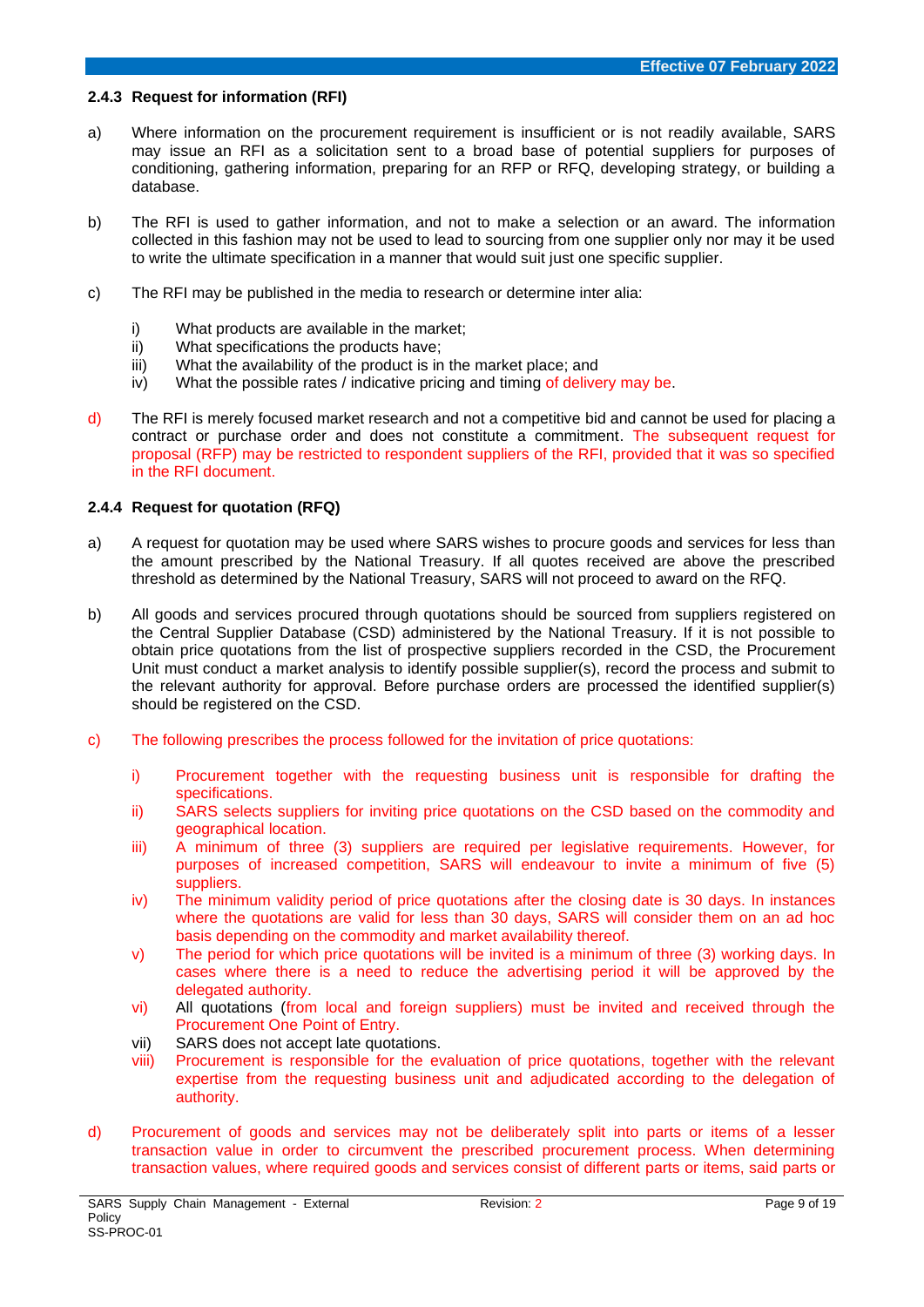### 2.4.3 Request for information (RFI)

a) Where information on the procurement requirement is insufficient or is not readily available, SARS may issue an RFI as a solicitation sent to a broad base of potential suppliers for purposes of conditioning, gathering information, preparing for an RFP or RFQ, developing strategy, or building a database.

b) The RFI is used to gather information, and not to make a selection or an award. The information collected in this fashion may not be used to lead to sourcing from one supplier only nor may it be used to write the ultimate specification in a manner that would suit just one specific supplier.

c) The RFI may be published in the media to research or determine inter alia:

   i) What products are available in the market;
   ii) What specifications the products have;
   iii) What the availability of the product is in the market place; and
   iv) What the possible rates / indicative pricing and timing of delivery may be.

d) The RFI is merely focused market research and not a competitive bid and cannot be used for placing a contract or purchase order and does not constitute a commitment. The subsequent request for proposal (RFP) may be restricted to respondent suppliers of the RFI, provided that it was so specified in the RFI document.

### 2.4.4 Request for quotation (RFQ)

a) A request for quotation may be used where SARS wishes to procure goods and services for less than the amount prescribed by the National Treasury. If all quotes received are above the prescribed threshold as determined by the National Treasury, SARS will not proceed to award on the RFQ.

b) All goods and services procured through quotations should be sourced from suppliers registered on the Central Supplier Database (CSD) administered by the National Treasury. If it is not possible to obtain price quotations from the list of prospective suppliers recorded in the CSD, the Procurement Unit must conduct a market analysis to identify possible supplier(s), record the process and submit to the relevant authority for approval. Before purchase orders are processed the identified supplier(s) should be registered on the CSD.

c) The following prescribes the process followed for the invitation of price quotations:

   i) Procurement together with the requesting business unit is responsible for drafting the specifications.
   ii) SARS selects suppliers for inviting price quotations on the CSD based on the commodity and geographical location.
   iii) A minimum of three (3) suppliers are required per legislative requirements. However, for purposes of increased competition, SARS will endeavour to invite a minimum of five (5) suppliers.
   iv) The minimum validity period of price quotations after the closing date is 30 days. In instances where the quotations are valid for less than 30 days, SARS will consider them on an ad hoc basis depending on the commodity and market availability thereof.
   v) The period for which price quotations will be invited is a minimum of three (3) working days. In cases where there is a need to reduce the advertising period it will be approved by the delegated authority.
   vi) All quotations (from local and foreign suppliers) must be invited and received through the Procurement One Point of Entry.
   vii) SARS does not accept late quotations.
   viii) Procurement is responsible for the evaluation of price quotations, together with the relevant expertise from the requesting business unit and adjudicated according to the delegation of authority.

d) Procurement of goods and services may not be deliberately split into parts or items of a lesser transaction value in order to circumvent the prescribed procurement process. When determining transaction values, where required goods and services consist of different parts or items, said parts or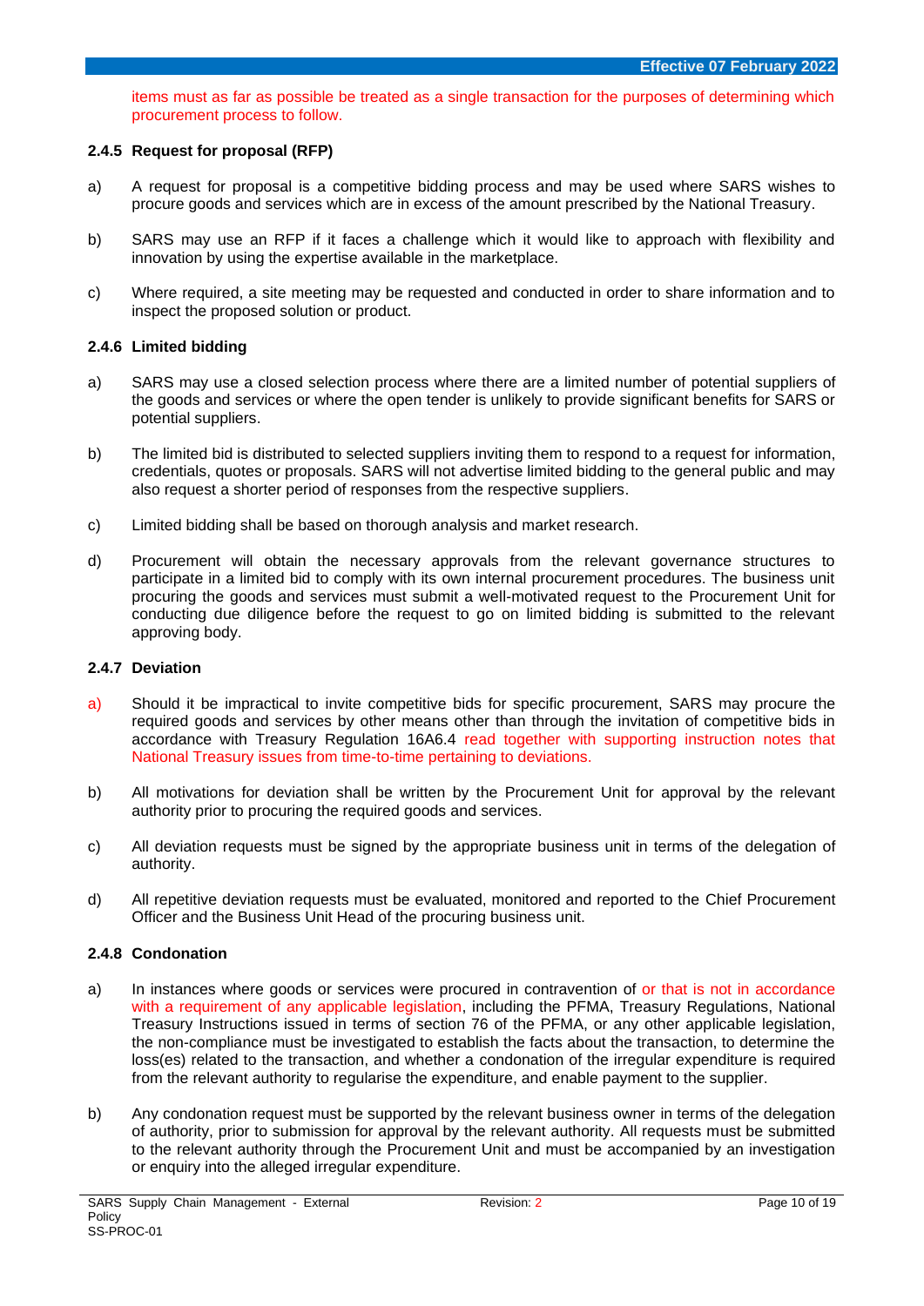items must as far as possible be treated as a single transaction for the purposes of determining which procurement process to follow.

### 2.4.5 Request for proposal (RFP)

a) A request for proposal is a competitive bidding process and may be used where SARS wishes to procure goods and services which are in excess of the amount prescribed by the National Treasury.

b) SARS may use an RFP if it faces a challenge which it would like to approach with flexibility and innovation by using the expertise available in the marketplace.

c) Where required, a site meeting may be requested and conducted in order to share information and to inspect the proposed solution or product.

### 2.4.6 Limited bidding

a) SARS may use a closed selection process where there are a limited number of potential suppliers of the goods and services or where the open tender is unlikely to provide significant benefits for SARS or potential suppliers.

b) The limited bid is distributed to selected suppliers inviting them to respond to a request for information, credentials, quotes or proposals. SARS will not advertise limited bidding to the general public and may also request a shorter period of responses from the respective suppliers.

c) Limited bidding shall be based on thorough analysis and market research.

d) Procurement will obtain the necessary approvals from the relevant governance structures to participate in a limited bid to comply with its own internal procurement procedures. The business unit procuring the goods and services must submit a well-motivated request to the Procurement Unit for conducting due diligence before the request to go on limited bidding is submitted to the relevant approving body.

### 2.4.7 Deviation

a) Should it be impractical to invite competitive bids for specific procurement, SARS may procure the required goods and services by other means other than through the invitation of competitive bids in accordance with Treasury Regulation 16A6.4 read together with supporting instruction notes that National Treasury issues from time-to-time pertaining to deviations.

b) All motivations for deviation shall be written by the Procurement Unit for approval by the relevant authority prior to procuring the required goods and services.

c) All deviation requests must be signed by the appropriate business unit in terms of the delegation of authority.

d) All repetitive deviation requests must be evaluated, monitored and reported to the Chief Procurement Officer and the Business Unit Head of the procuring business unit.

### 2.4.8 Condonation

a) In instances where goods or services were procured in contravention of or that is not in accordance with a requirement of any applicable legislation, including the PFMA, Treasury Regulations, National Treasury Instructions issued in terms of section 76 of the PFMA, or any other applicable legislation, the non-compliance must be investigated to establish the facts about the transaction, to determine the loss(es) related to the transaction, and whether a condonation of the irregular expenditure is required from the relevant authority to regularise the expenditure, and enable payment to the supplier.

b) Any condonation request must be supported by the relevant business owner in terms of the delegation of authority, prior to submission for approval by the relevant authority. All requests must be submitted to the relevant authority through the Procurement Unit and must be accompanied by an investigation or enquiry into the alleged irregular expenditure.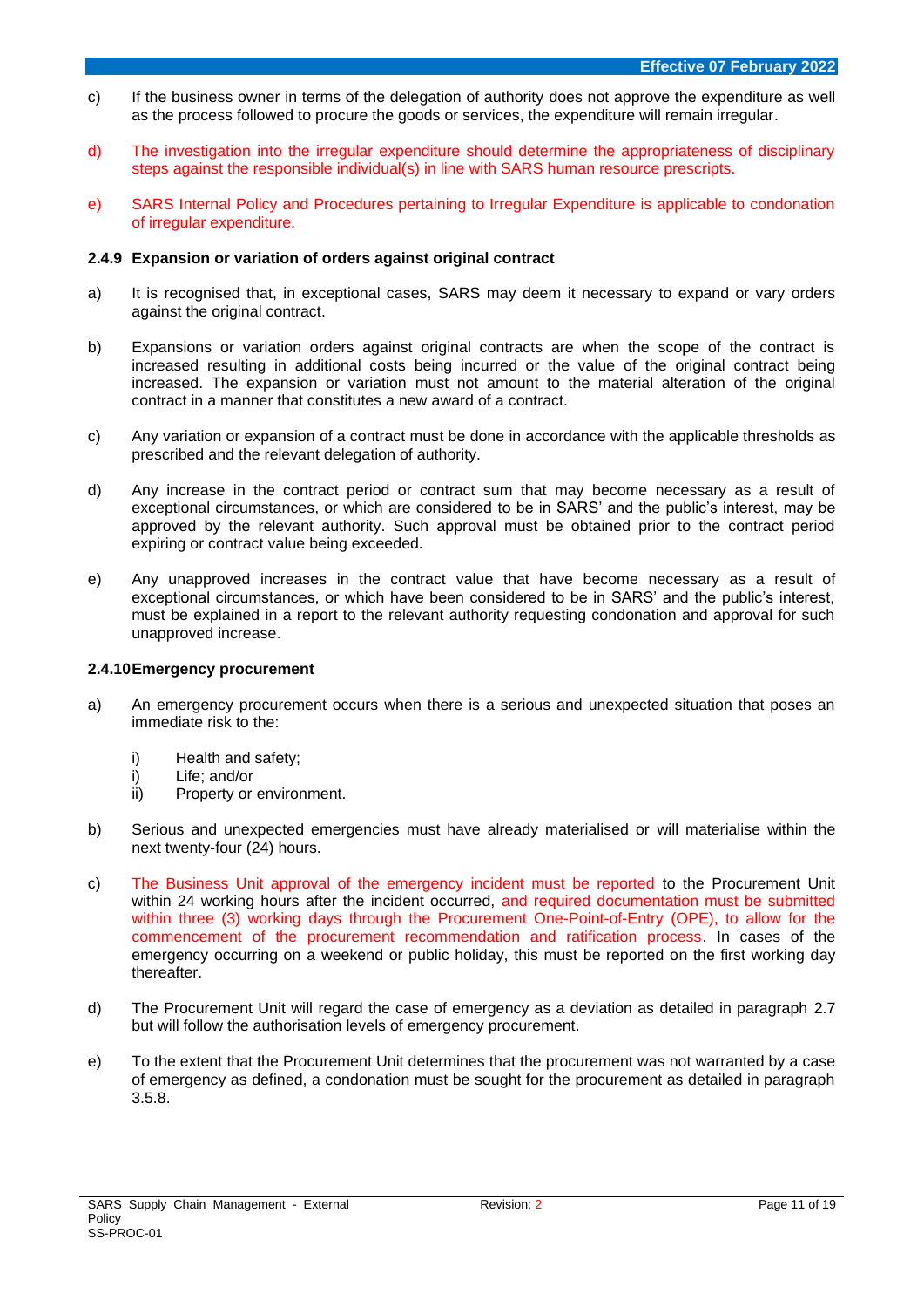c) If the business owner in terms of the delegation of authority does not approve the expenditure as well as the process followed to procure the goods or services, the expenditure will remain irregular.

d) The investigation into the irregular expenditure should determine the appropriateness of disciplinary steps against the responsible individual(s) in line with SARS human resource prescripts.

e) SARS Internal Policy and Procedures pertaining to Irregular Expenditure is applicable to condonation of irregular expenditure.

### 2.4.9 Expansion or variation of orders against original contract

a) It is recognised that, in exceptional cases, SARS may deem it necessary to expand or vary orders against the original contract.

b) Expansions or variation orders against original contracts are when the scope of the contract is increased resulting in additional costs being incurred or the value of the original contract being increased. The expansion or variation must not amount to the material alteration of the original contract in a manner that constitutes a new award of a contract.

c) Any variation or expansion of a contract must be done in accordance with the applicable thresholds as prescribed and the relevant delegation of authority.

d) Any increase in the contract period or contract sum that may become necessary as a result of exceptional circumstances, or which are considered to be in SARS' and the public's interest, may be approved by the relevant authority. Such approval must be obtained prior to the contract period expiring or contract value being exceeded.

e) Any unapproved increases in the contract value that have become necessary as a result of exceptional circumstances, or which have been considered to be in SARS' and the public's interest, must be explained in a report to the relevant authority requesting condonation and approval for such unapproved increase.

### 2.4.10 Emergency procurement

a) An emergency procurement occurs when there is a serious and unexpected situation that poses an immediate risk to the:

   i) Health and safety;
   i) Life; and/or
   ii) Property or environment.

b) Serious and unexpected emergencies must have already materialised or will materialise within the next twenty-four (24) hours.

c) The Business Unit approval of the emergency incident must be reported to the Procurement Unit within 24 working hours after the incident occurred, and required documentation must be submitted within three (3) working days through the Procurement One-Point-of-Entry (OPE), to allow for the commencement of the procurement recommendation and ratification process. In cases of the emergency occurring on a weekend or public holiday, this must be reported on the first working day thereafter.

d) The Procurement Unit will regard the case of emergency as a deviation as detailed in paragraph 2.7 but will follow the authorisation levels of emergency procurement.

e) To the extent that the Procurement Unit determines that the procurement was not warranted by a case of emergency as defined, a condonation must be sought for the procurement as detailed in paragraph 3.5.8.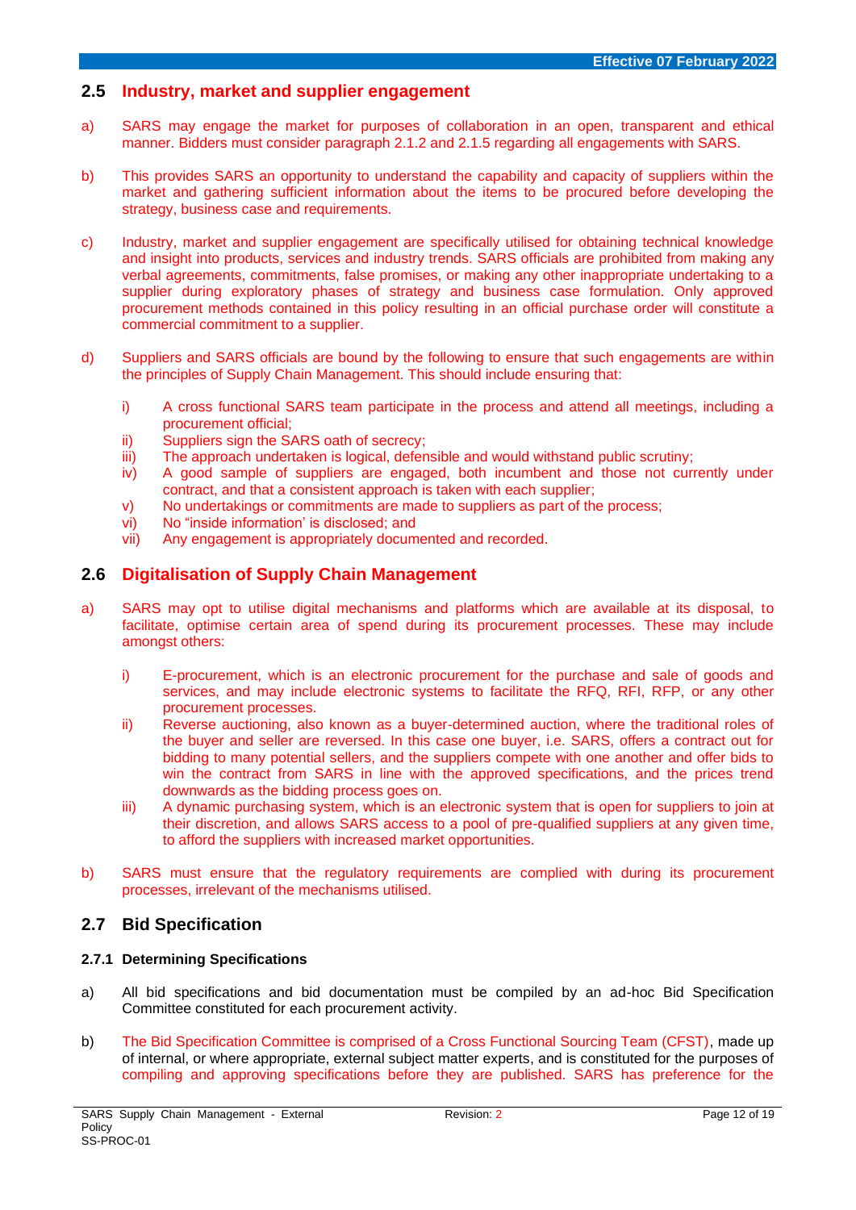## 2.5 Industry, market and supplier engagement

a) SARS may engage the market for purposes of collaboration in an open, transparent and ethical manner. Bidders must consider paragraph 2.1.2 and 2.1.5 regarding all engagements with SARS.

b) This provides SARS an opportunity to understand the capability and capacity of suppliers within the market and gathering sufficient information about the items to be procured before developing the strategy, business case and requirements.

c) Industry, market and supplier engagement are specifically utilised for obtaining technical knowledge and insight into products, services and industry trends. SARS officials are prohibited from making any verbal agreements, commitments, false promises, or making any other inappropriate undertaking to a supplier during exploratory phases of strategy and business case formulation. Only approved procurement methods contained in this policy resulting in an official purchase order will constitute a commercial commitment to a supplier.

d) Suppliers and SARS officials are bound by the following to ensure that such engagements are within the principles of Supply Chain Management. This should include ensuring that:

   i) A cross functional SARS team participate in the process and attend all meetings, including a procurement official;
   ii) Suppliers sign the SARS oath of secrecy;
   iii) The approach undertaken is logical, defensible and would withstand public scrutiny;
   iv) A good sample of suppliers are engaged, both incumbent and those not currently under contract, and that a consistent approach is taken with each supplier;
   v) No undertakings or commitments are made to suppliers as part of the process;
   vi) No "inside information' is disclosed; and
   vii) Any engagement is appropriately documented and recorded.

## 2.6 Digitalisation of Supply Chain Management

a) SARS may opt to utilise digital mechanisms and platforms which are available at its disposal, to facilitate, optimise certain area of spend during its procurement processes. These may include amongst others:

   i) E-procurement, which is an electronic procurement for the purchase and sale of goods and services, and may include electronic systems to facilitate the RFQ, RFI, RFP, or any other procurement processes.
   ii) Reverse auctioning, also known as a buyer-determined auction, where the traditional roles of the buyer and seller are reversed. In this case one buyer, i.e. SARS, offers a contract out for bidding to many potential sellers, and the suppliers compete with one another and offer bids to win the contract from SARS in line with the approved specifications, and the prices trend downwards as the bidding process goes on.
   iii) A dynamic purchasing system, which is an electronic system that is open for suppliers to join at their discretion, and allows SARS access to a pool of pre-qualified suppliers at any given time, to afford the suppliers with increased market opportunities.

b) SARS must ensure that the regulatory requirements are complied with during its procurement processes, irrelevant of the mechanisms utilised.

## 2.7 Bid Specification

### 2.7.1 Determining Specifications

a) All bid specifications and bid documentation must be compiled by an ad-hoc Bid Specification Committee constituted for each procurement activity.

b) The Bid Specification Committee is comprised of a Cross Functional Sourcing Team (CFST), made up of internal, or where appropriate, external subject matter experts, and is constituted for the purposes of compiling and approving specifications before they are published. SARS has preference for the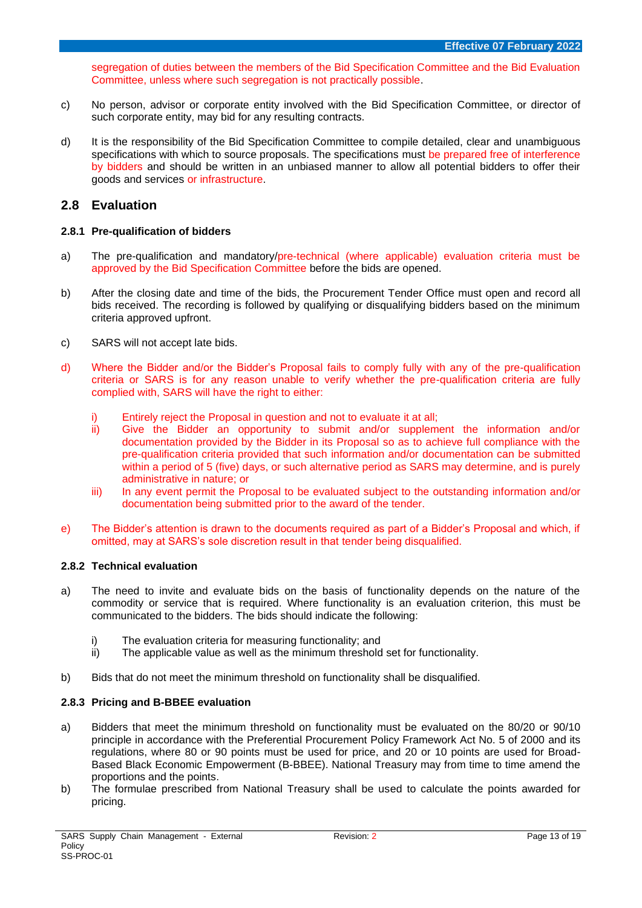segregation of duties between the members of the Bid Specification Committee and the Bid Evaluation Committee, unless where such segregation is not practically possible.

c) No person, advisor or corporate entity involved with the Bid Specification Committee, or director of such corporate entity, may bid for any resulting contracts.

d) It is the responsibility of the Bid Specification Committee to compile detailed, clear and unambiguous specifications with which to source proposals. The specifications must be prepared free of interference by bidders and should be written in an unbiased manner to allow all potential bidders to offer their goods and services or infrastructure.

## 2.8 Evaluation

### 2.8.1 Pre-qualification of bidders

a) The pre-qualification and mandatory/pre-technical (where applicable) evaluation criteria must be approved by the Bid Specification Committee before the bids are opened.

b) After the closing date and time of the bids, the Procurement Tender Office must open and record all bids received. The recording is followed by qualifying or disqualifying bidders based on the minimum criteria approved upfront.

c) SARS will not accept late bids.

d) Where the Bidder and/or the Bidder's Proposal fails to comply fully with any of the pre-qualification criteria or SARS is for any reason unable to verify whether the pre-qualification criteria are fully complied with, SARS will have the right to either:

   i) Entirely reject the Proposal in question and not to evaluate it at all;
   ii) Give the Bidder an opportunity to submit and/or supplement the information and/or documentation provided by the Bidder in its Proposal so as to achieve full compliance with the pre-qualification criteria provided that such information and/or documentation can be submitted within a period of 5 (five) days, or such alternative period as SARS may determine, and is purely administrative in nature; or
   iii) In any event permit the Proposal to be evaluated subject to the outstanding information and/or documentation being submitted prior to the award of the tender.

e) The Bidder's attention is drawn to the documents required as part of a Bidder's Proposal and which, if omitted, may at SARS's sole discretion result in that tender being disqualified.

### 2.8.2 Technical evaluation

a) The need to invite and evaluate bids on the basis of functionality depends on the nature of the commodity or service that is required. Where functionality is an evaluation criterion, this must be communicated to the bidders. The bids should indicate the following:

   i) The evaluation criteria for measuring functionality; and
   ii) The applicable value as well as the minimum threshold set for functionality.

b) Bids that do not meet the minimum threshold on functionality shall be disqualified.

### 2.8.3 Pricing and B-BBEE evaluation

a) Bidders that meet the minimum threshold on functionality must be evaluated on the 80/20 or 90/10 principle in accordance with the Preferential Procurement Policy Framework Act No. 5 of 2000 and its regulations, where 80 or 90 points must be used for price, and 20 or 10 points are used for Broad-Based Black Economic Empowerment (B-BBEE). National Treasury may from time to time amend the proportions and the points.

b) The formulae prescribed from National Treasury shall be used to calculate the points awarded for pricing.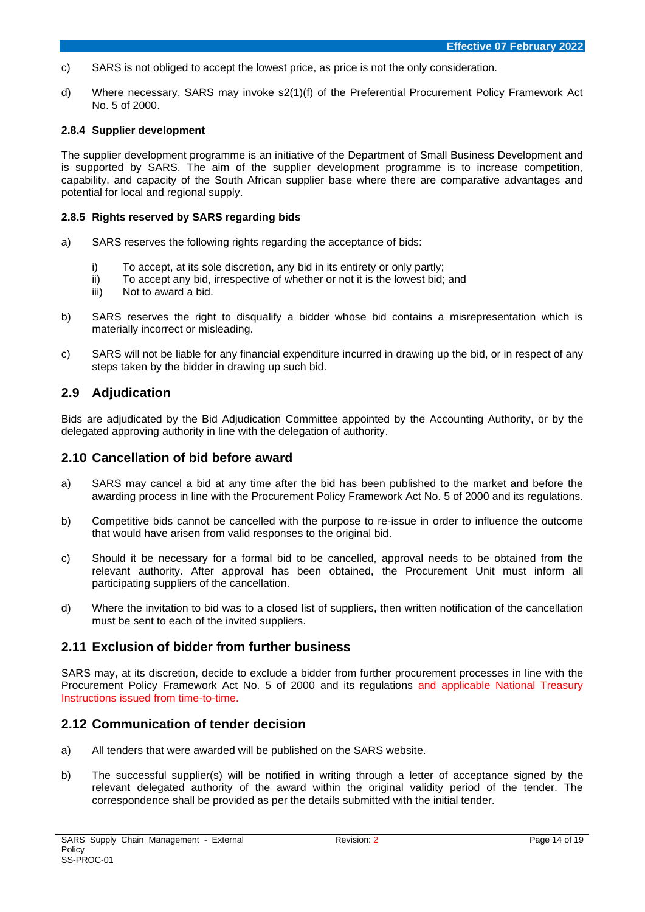c) SARS is not obliged to accept the lowest price, as price is not the only consideration.

d) Where necessary, SARS may invoke s2(1)(f) of the Preferential Procurement Policy Framework Act No. 5 of 2000.

#### 2.8.4 Supplier development

The supplier development programme is an initiative of the Department of Small Business Development and is supported by SARS. The aim of the supplier development programme is to increase competition, capability, and capacity of the South African supplier base where there are comparative advantages and potential for local and regional supply.

#### 2.8.5 Rights reserved by SARS regarding bids

a) SARS reserves the following rights regarding the acceptance of bids:

   i) To accept, at its sole discretion, any bid in its entirety or only partly;
   ii) To accept any bid, irrespective of whether or not it is the lowest bid; and
   iii) Not to award a bid.

b) SARS reserves the right to disqualify a bidder whose bid contains a misrepresentation which is materially incorrect or misleading.

c) SARS will not be liable for any financial expenditure incurred in drawing up the bid, or in respect of any steps taken by the bidder in drawing up such bid.

## 2.9 Adjudication

Bids are adjudicated by the Bid Adjudication Committee appointed by the Accounting Authority, or by the delegated approving authority in line with the delegation of authority.

## 2.10 Cancellation of bid before award

a) SARS may cancel a bid at any time after the bid has been published to the market and before the awarding process in line with the Procurement Policy Framework Act No. 5 of 2000 and its regulations.

b) Competitive bids cannot be cancelled with the purpose to re-issue in order to influence the outcome that would have arisen from valid responses to the original bid.

c) Should it be necessary for a formal bid to be cancelled, approval needs to be obtained from the relevant authority. After approval has been obtained, the Procurement Unit must inform all participating suppliers of the cancellation.

d) Where the invitation to bid was to a closed list of suppliers, then written notification of the cancellation must be sent to each of the invited suppliers.

## 2.11 Exclusion of bidder from further business

SARS may, at its discretion, decide to exclude a bidder from further procurement processes in line with the Procurement Policy Framework Act No. 5 of 2000 and its regulations and applicable National Treasury Instructions issued from time-to-time.

## 2.12 Communication of tender decision

a) All tenders that were awarded will be published on the SARS website.

b) The successful supplier(s) will be notified in writing through a letter of acceptance signed by the relevant delegated authority of the award within the original validity period of the tender. The correspondence shall be provided as per the details submitted with the initial tender.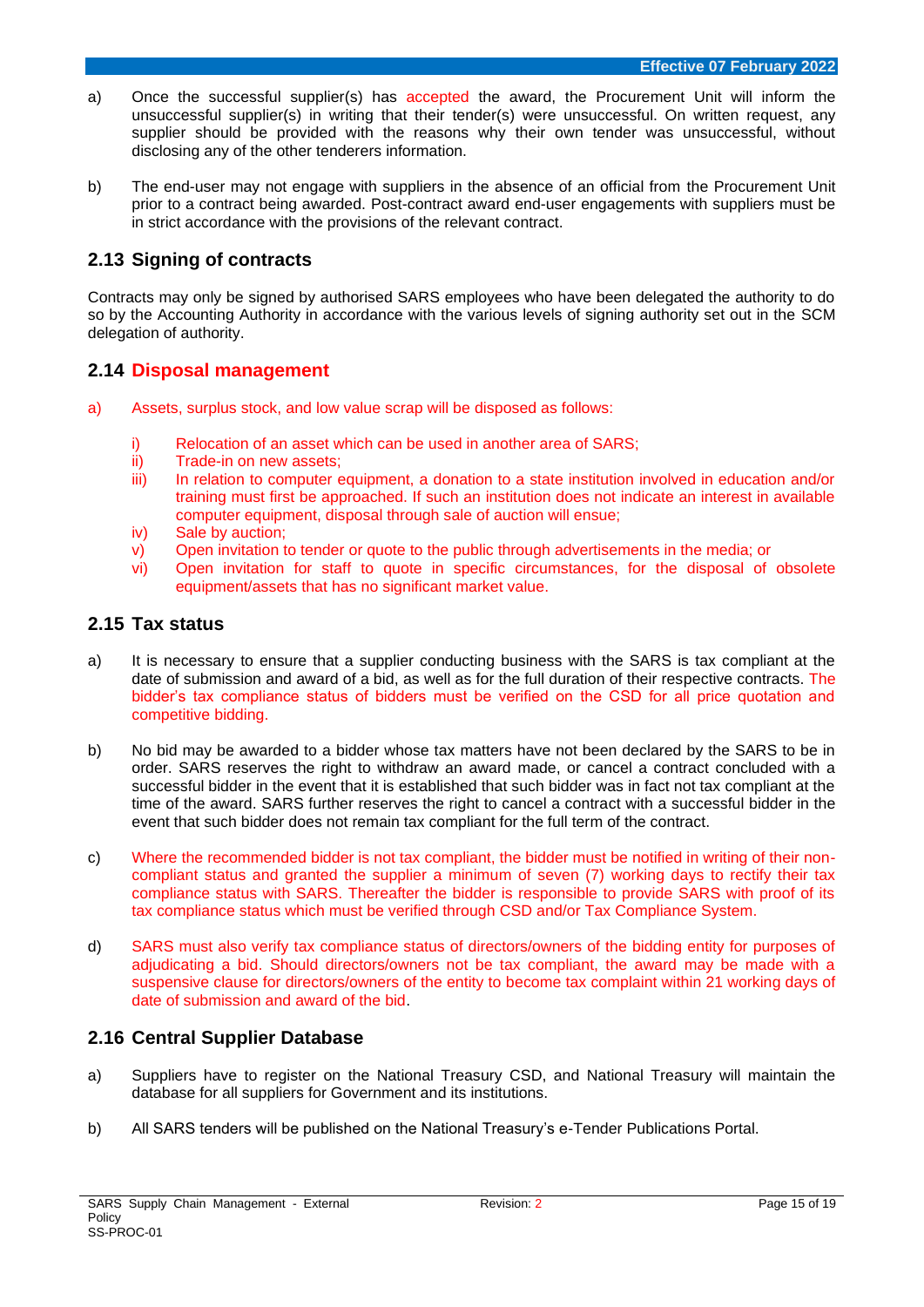a) Once the successful supplier(s) has accepted the award, the Procurement Unit will inform the unsuccessful supplier(s) in writing that their tender(s) were unsuccessful. On written request, any supplier should be provided with the reasons why their own tender was unsuccessful, without disclosing any of the other tenderers information.

b) The end-user may not engage with suppliers in the absence of an official from the Procurement Unit prior to a contract being awarded. Post-contract award end-user engagements with suppliers must be in strict accordance with the provisions of the relevant contract.

## 2.13 Signing of contracts

Contracts may only be signed by authorised SARS employees who have been delegated the authority to do so by the Accounting Authority in accordance with the various levels of signing authority set out in the SCM delegation of authority.

## 2.14 Disposal management

a) Assets, surplus stock, and low value scrap will be disposed as follows:

   i) Relocation of an asset which can be used in another area of SARS;
   ii) Trade-in on new assets;
   iii) In relation to computer equipment, a donation to a state institution involved in education and/or training must first be approached. If such an institution does not indicate an interest in available computer equipment, disposal through sale of auction will ensue;
   iv) Sale by auction;
   v) Open invitation to tender or quote to the public through advertisements in the media; or
   vi) Open invitation for staff to quote in specific circumstances, for the disposal of obsolete equipment/assets that has no significant market value.

## 2.15 Tax status

a) It is necessary to ensure that a supplier conducting business with the SARS is tax compliant at the date of submission and award of a bid, as well as for the full duration of their respective contracts. The bidder's tax compliance status of bidders must be verified on the CSD for all price quotation and competitive bidding.

b) No bid may be awarded to a bidder whose tax matters have not been declared by the SARS to be in order. SARS reserves the right to withdraw an award made, or cancel a contract concluded with a successful bidder in the event that it is established that such bidder was in fact not tax compliant at the time of the award. SARS further reserves the right to cancel a contract with a successful bidder in the event that such bidder does not remain tax compliant for the full term of the contract.

c) Where the recommended bidder is not tax compliant, the bidder must be notified in writing of their non-compliant status and granted the supplier a minimum of seven (7) working days to rectify their tax compliance status with SARS. Thereafter the bidder is responsible to provide SARS with proof of its tax compliance status which must be verified through CSD and/or Tax Compliance System.

d) SARS must also verify tax compliance status of directors/owners of the bidding entity for purposes of adjudicating a bid. Should directors/owners not be tax compliant, the award may be made with a suspensive clause for directors/owners of the entity to become tax complaint within 21 working days of date of submission and award of the bid.

## 2.16 Central Supplier Database

a) Suppliers have to register on the National Treasury CSD, and National Treasury will maintain the database for all suppliers for Government and its institutions.

b) All SARS tenders will be published on the National Treasury's e-Tender Publications Portal.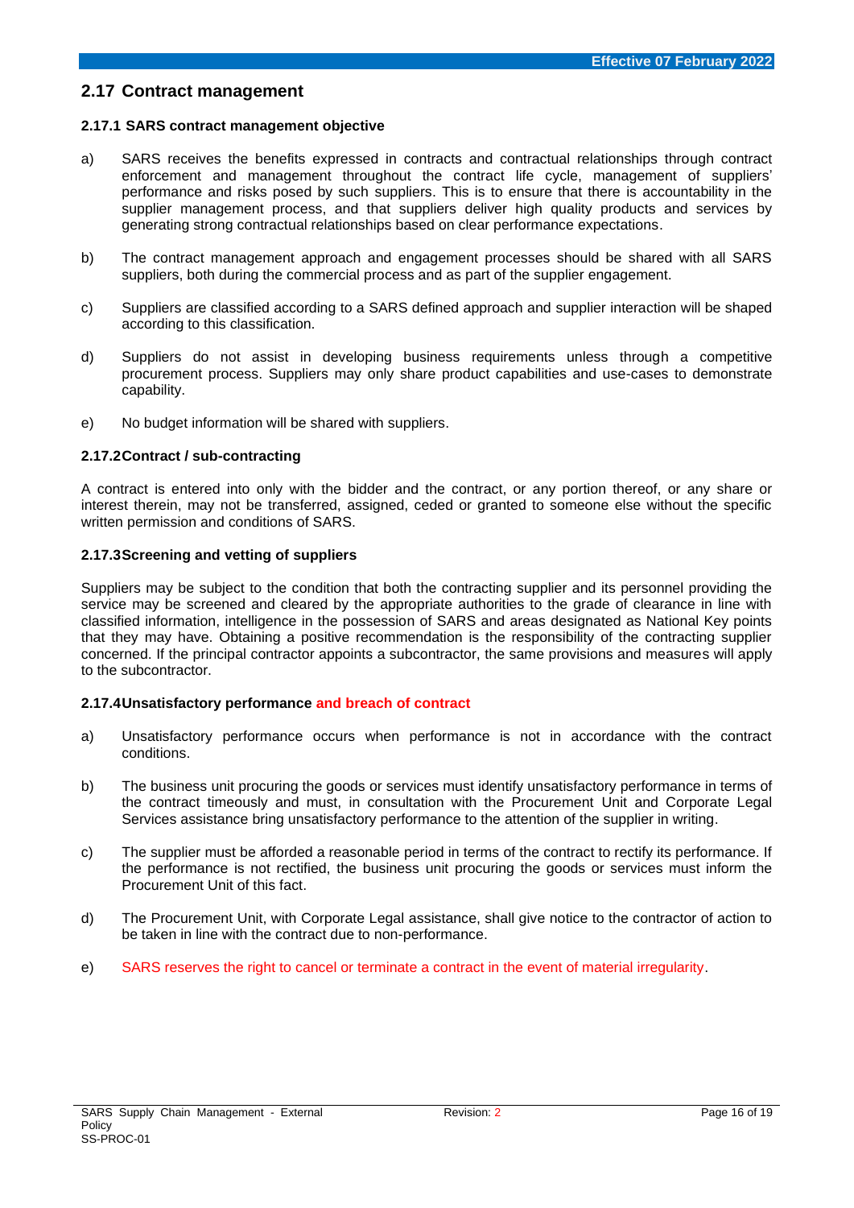## 2.17 Contract management

### 2.17.1 SARS contract management objective

a) SARS receives the benefits expressed in contracts and contractual relationships through contract enforcement and management throughout the contract life cycle, management of suppliers' performance and risks posed by such suppliers. This is to ensure that there is accountability in the supplier management process, and that suppliers deliver high quality products and services by generating strong contractual relationships based on clear performance expectations.

b) The contract management approach and engagement processes should be shared with all SARS suppliers, both during the commercial process and as part of the supplier engagement.

c) Suppliers are classified according to a SARS defined approach and supplier interaction will be shaped according to this classification.

d) Suppliers do not assist in developing business requirements unless through a competitive procurement process. Suppliers may only share product capabilities and use-cases to demonstrate capability.

e) No budget information will be shared with suppliers.

### 2.17.2 Contract / sub-contracting

A contract is entered into only with the bidder and the contract, or any portion thereof, or any share or interest therein, may not be transferred, assigned, ceded or granted to someone else without the specific written permission and conditions of SARS.

### 2.17.3 Screening and vetting of suppliers

Suppliers may be subject to the condition that both the contracting supplier and its personnel providing the service may be screened and cleared by the appropriate authorities to the grade of clearance in line with classified information, intelligence in the possession of SARS and areas designated as National Key points that they may have. Obtaining a positive recommendation is the responsibility of the contracting supplier concerned. If the principal contractor appoints a subcontractor, the same provisions and measures will apply to the subcontractor.

### 2.17.4 Unsatisfactory performance and breach of contract

a) Unsatisfactory performance occurs when performance is not in accordance with the contract conditions.

b) The business unit procuring the goods or services must identify unsatisfactory performance in terms of the contract timeously and must, in consultation with the Procurement Unit and Corporate Legal Services assistance bring unsatisfactory performance to the attention of the supplier in writing.

c) The supplier must be afforded a reasonable period in terms of the contract to rectify its performance. If the performance is not rectified, the business unit procuring the goods or services must inform the Procurement Unit of this fact.

d) The Procurement Unit, with Corporate Legal assistance, shall give notice to the contractor of action to be taken in line with the contract due to non-performance.

e) SARS reserves the right to cancel or terminate a contract in the event of material irregularity.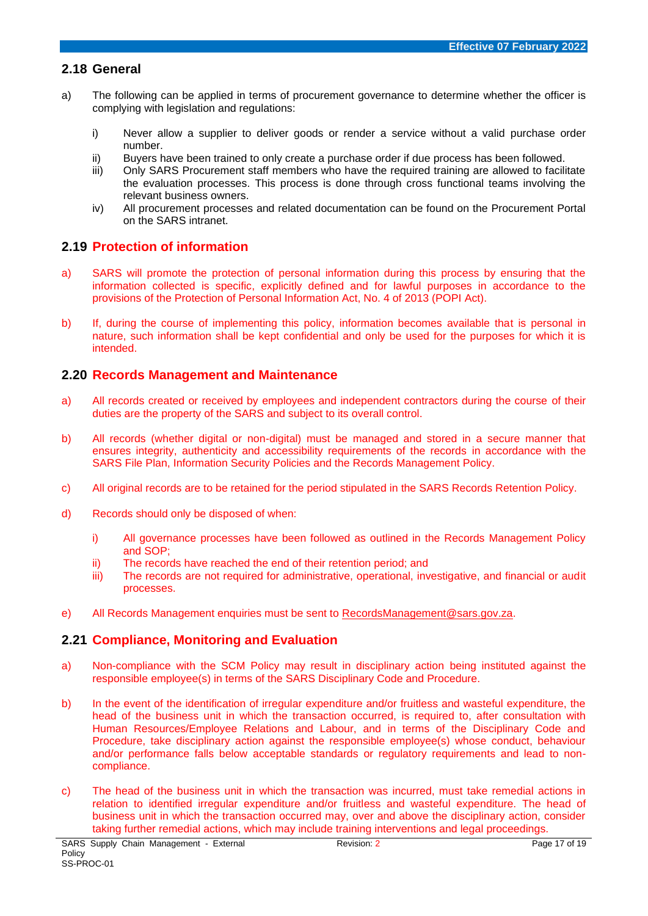## 2.18 General

a) The following can be applied in terms of procurement governance to determine whether the officer is complying with legislation and regulations:

   i) Never allow a supplier to deliver goods or render a service without a valid purchase order number.
   ii) Buyers have been trained to only create a purchase order if due process has been followed.
   iii) Only SARS Procurement staff members who have the required training are allowed to facilitate the evaluation processes. This process is done through cross functional teams involving the relevant business owners.
   iv) All procurement processes and related documentation can be found on the Procurement Portal on the SARS intranet.

## 2.19 Protection of information

a) SARS will promote the protection of personal information during this process by ensuring that the information collected is specific, explicitly defined and for lawful purposes in accordance to the provisions of the Protection of Personal Information Act, No. 4 of 2013 (POPI Act).

b) If, during the course of implementing this policy, information becomes available that is personal in nature, such information shall be kept confidential and only be used for the purposes for which it is intended.

## 2.20 Records Management and Maintenance

a) All records created or received by employees and independent contractors during the course of their duties are the property of the SARS and subject to its overall control.

b) All records (whether digital or non-digital) must be managed and stored in a secure manner that ensures integrity, authenticity and accessibility requirements of the records in accordance with the SARS File Plan, Information Security Policies and the Records Management Policy.

c) All original records are to be retained for the period stipulated in the SARS Records Retention Policy.

d) Records should only be disposed of when:

   i) All governance processes have been followed as outlined in the Records Management Policy and SOP;
   ii) The records have reached the end of their retention period; and
   iii) The records are not required for administrative, operational, investigative, and financial or audit processes.

e) All Records Management enquiries must be sent to RecordsManagement@sars.gov.za.

## 2.21 Compliance, Monitoring and Evaluation

a) Non-compliance with the SCM Policy may result in disciplinary action being instituted against the responsible employee(s) in terms of the SARS Disciplinary Code and Procedure.

b) In the event of the identification of irregular expenditure and/or fruitless and wasteful expenditure, the head of the business unit in which the transaction occurred, is required to, after consultation with Human Resources/Employee Relations and Labour, and in terms of the Disciplinary Code and Procedure, take disciplinary action against the responsible employee(s) whose conduct, behaviour and/or performance falls below acceptable standards or regulatory requirements and lead to non-compliance.

c) The head of the business unit in which the transaction was incurred, must take remedial actions in relation to identified irregular expenditure and/or fruitless and wasteful expenditure. The head of business unit in which the transaction occurred may, over and above the disciplinary action, consider taking further remedial actions, which may include training interventions and legal proceedings.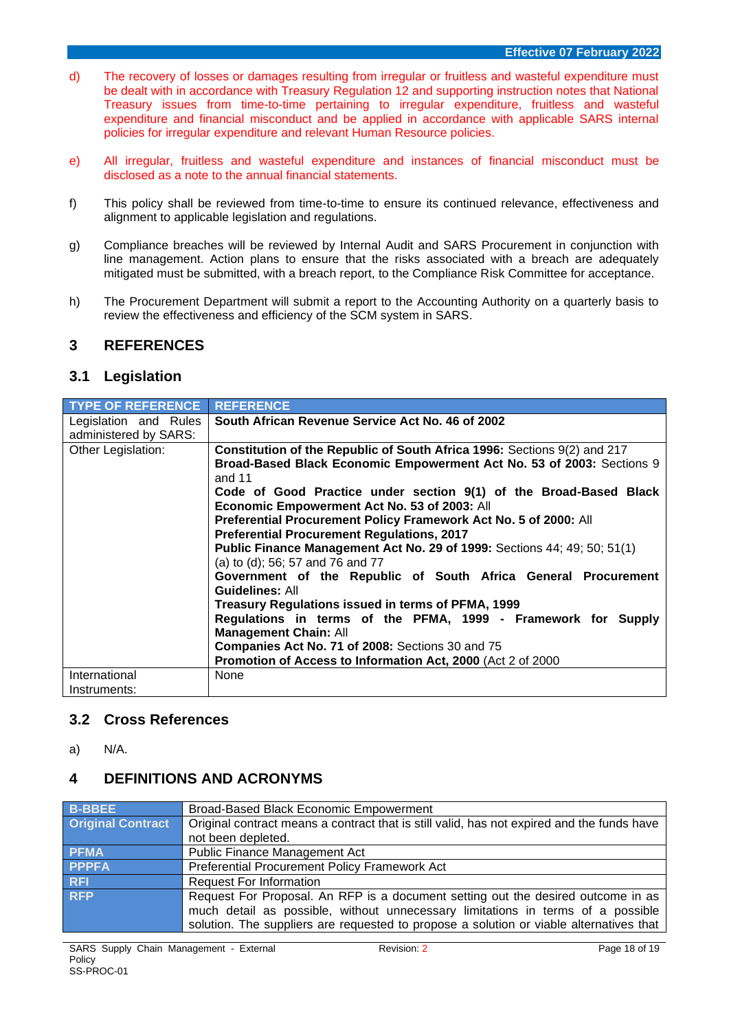d) The recovery of losses or damages resulting from irregular or fruitless and wasteful expenditure must be dealt with in accordance with Treasury Regulation 12 and supporting instruction notes that National Treasury issues from time-to-time pertaining to irregular expenditure, fruitless and wasteful expenditure and financial misconduct and be applied in accordance with applicable SARS internal policies for irregular expenditure and relevant Human Resource policies.

e) All irregular, fruitless and wasteful expenditure and instances of financial misconduct must be disclosed as a note to the annual financial statements.

f) This policy shall be reviewed from time-to-time to ensure its continued relevance, effectiveness and alignment to applicable legislation and regulations.

g) Compliance breaches will be reviewed by Internal Audit and SARS Procurement in conjunction with line management. Action plans to ensure that the risks associated with a breach are adequately mitigated must be submitted, with a breach report, to the Compliance Risk Committee for acceptance.

h) The Procurement Department will submit a report to the Accounting Authority on a quarterly basis to review the effectiveness and efficiency of the SCM system in SARS.

# 3 REFERENCES

## 3.1 Legislation

| TYPE OF REFERENCE | REFERENCE |
|---|---|
| Legislation and Rules administered by SARS: | **South African Revenue Service Act No. 46 of 2002** |
| Other Legislation: | **Constitution of the Republic of South Africa 1996:** Sections 9(2) and 217<br>**Broad-Based Black Economic Empowerment Act No. 53 of 2003:** Sections 9 and 11<br>**Code of Good Practice under section 9(1) of the Broad-Based Black Economic Empowerment Act No. 53 of 2003:** All<br>**Preferential Procurement Policy Framework Act No. 5 of 2000:** All<br>**Preferential Procurement Regulations, 2017**<br>**Public Finance Management Act No. 29 of 1999:** Sections 44; 49; 50; 51(1) (a) to (d); 56; 57 and 76 and 77<br>**Government of the Republic of South Africa General Procurement Guidelines:** All<br>**Treasury Regulations issued in terms of PFMA, 1999**<br>**Regulations in terms of the PFMA, 1999 - Framework for Supply Management Chain:** All<br>**Companies Act No. 71 of 2008:** Sections 30 and 75<br>**Promotion of Access to Information Act, 2000** (Act 2 of 2000 |
| International Instruments: | None |

## 3.2 Cross References

a) N/A.

# 4 DEFINITIONS AND ACRONYMS

| | |
|---|---|
| **B-BBEE** | Broad-Based Black Economic Empowerment |
| **Original Contract** | Original contract means a contract that is still valid, has not expired and the funds have not been depleted. |
| **PFMA** | Public Finance Management Act |
| **PPPFA** | Preferential Procurement Policy Framework Act |
| **RFI** | Request For Information |
| **RFP** | Request For Proposal. An RFP is a document setting out the desired outcome in as much detail as possible, without unnecessary limitations in terms of a possible solution. The suppliers are requested to propose a solution or viable alternatives that |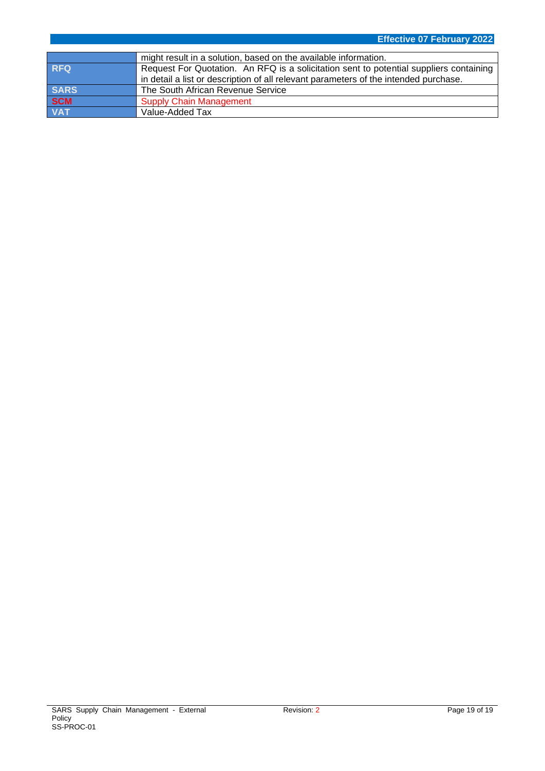| | |
|---|---|
| | might result in a solution, based on the available information. |
| **RFQ** | Request For Quotation. An RFQ is a solicitation sent to potential suppliers containing in detail a list or description of all relevant parameters of the intended purchase. |
| **SARS** | The South African Revenue Service |
| **SCM** | Supply Chain Management |
| **VAT** | Value-Added Tax |